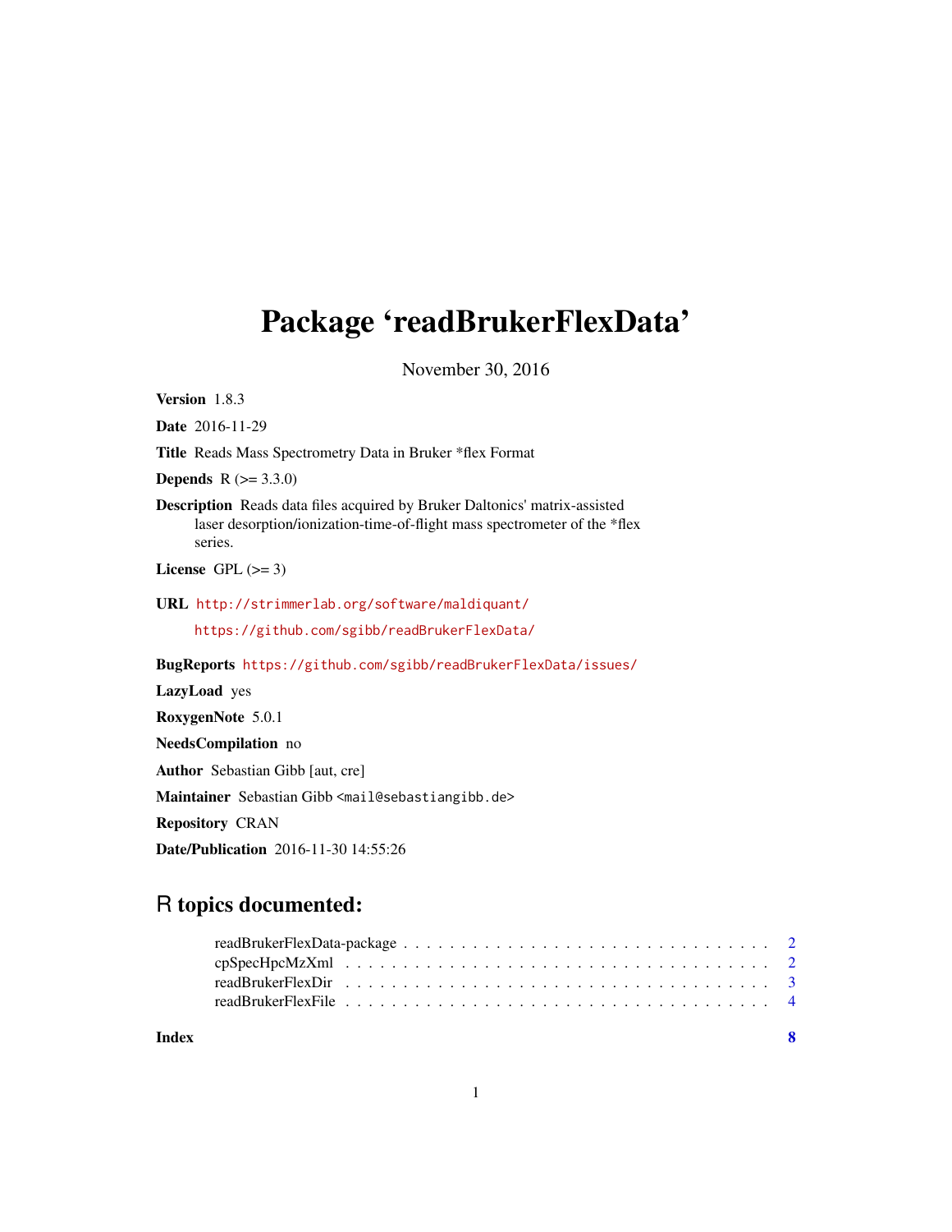# Package 'readBrukerFlexData'

November 30, 2016

**Version** 1.8.3

**Date** 2016-11-29

**Title** Reads Mass Spectrometry Data in Bruker *flex Format

**Depends** R (>= 3.3.0)

**Description** Reads data files acquired by Bruker Daltonics' matrix-assisted laser desorption/ionization-time-of-flight mass spectrometer of the *flex series.

**License** GPL (>= 3)

**URL** http://strimmerlab.org/software/maldiquant/

https://github.com/sgibb/readBrukerFlexData/

**BugReports** https://github.com/sgibb/readBrukerFlexData/issues/

**LazyLoad** yes

**RoxygenNote** 5.0.1

**NeedsCompilation** no

**Author** Sebastian Gibb [aut, cre]

**Maintainer** Sebastian Gibb <mail@sebastiangibb.de>

**Repository** CRAN

**Date/Publication** 2016-11-30 14:55:26

## R topics documented:

- readBrukerFlexData-package . . . . . . . . . . . . . . . . . . . . . . . . . . . . . . . 2
- cpSpecHpcMzXml . . . . . . . . . . . . . . . . . . . . . . . . . . . . . . . . . . . . 2
- readBrukerFlexDir . . . . . . . . . . . . . . . . . . . . . . . . . . . . . . . . . . . . 3
- readBrukerFlexFile . . . . . . . . . . . . . . . . . . . . . . . . . . . . . . . . . . . . 4

**Index** **8**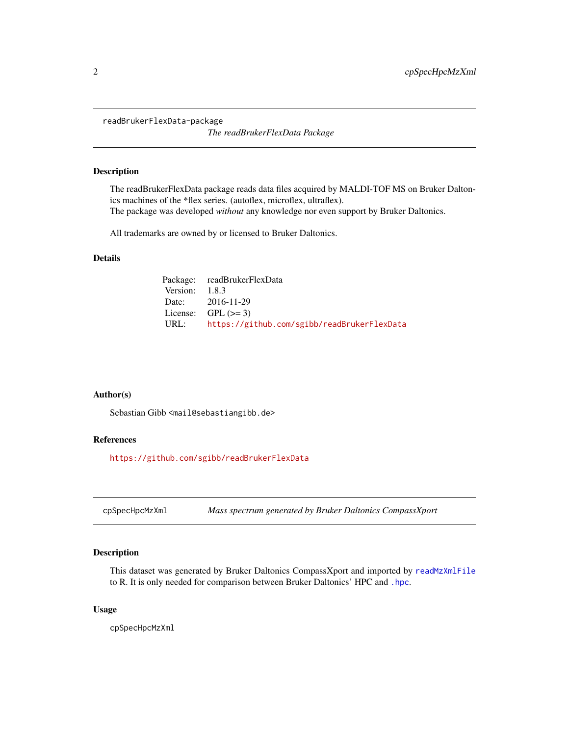## readBrukerFlexData-package

*The readBrukerFlexData Package*

### Description

The readBrukerFlexData package reads data files acquired by MALDI-TOF MS on Bruker Daltonics machines of the *flex series. (autoflex, microflex, ultraflex).
The package was developed *without* any knowledge nor even support by Bruker Daltonics.

All trademarks are owned by or licensed to Bruker Daltonics.

### Details

| | |
|---|---|
| Package: | readBrukerFlexData |
| Version: | 1.8.3 |
| Date: | 2016-11-29 |
| License: | GPL (>= 3) |
| URL: | https://github.com/sgibb/readBrukerFlexData |

### Author(s)

Sebastian Gibb <mail@sebastiangibb.de>

### References

https://github.com/sgibb/readBrukerFlexData

## cpSpecHpcMzXml

*Mass spectrum generated by Bruker Daltonics CompassXport*

### Description

This dataset was generated by Bruker Daltonics CompassXport and imported by `readMzXmlFile` to R. It is only needed for comparison between Bruker Daltonics' HPC and `.hpc`.

### Usage

```
cpSpecHpcMzXml
```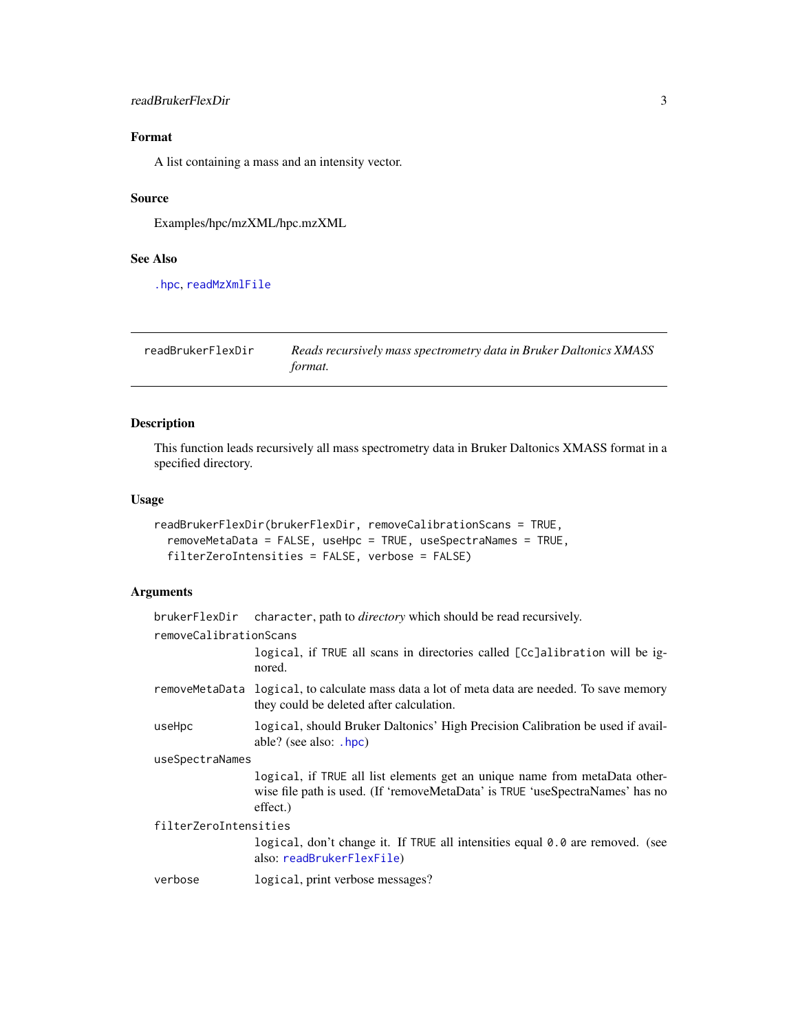### Format

A list containing a mass and an intensity vector.

### Source

Examples/hpc/mzXML/hpc.mzXML

### See Also

`.hpc`, `readMzXmlFile`

---

## readBrukerFlexDir

*Reads recursively mass spectrometry data in Bruker Daltonics XMASS format.*

### Description

This function leads recursively all mass spectrometry data in Bruker Daltonics XMASS format in a specified directory.

### Usage

```
readBrukerFlexDir(brukerFlexDir, removeCalibrationScans = TRUE,
  removeMetaData = FALSE, useHpc = TRUE, useSpectraNames = TRUE,
  filterZeroIntensities = FALSE, verbose = FALSE)
```

### Arguments

`brukerFlexDir`
: `character`, path to *directory* which should be read recursively.

`removeCalibrationScans`
: `logical`, if `TRUE` all scans in directories called `[Cc]alibration` will be ignored.

`removeMetaData`
: `logical`, to calculate mass data a lot of meta data are needed. To save memory they could be deleted after calculation.

`useHpc`
: `logical`, should Bruker Daltonics' High Precision Calibration be used if available? (see also: `.hpc`)

`useSpectraNames`
: `logical`, if `TRUE` all list elements get an unique name from metaData otherwise file path is used. (If 'removeMetaData' is `TRUE` 'useSpectraNames' has no effect.)

`filterZeroIntensities`
: `logical`, don't change it. If `TRUE` all intensities equal `0.0` are removed. (see also: `readBrukerFlexFile`)

`verbose`
: `logical`, print verbose messages?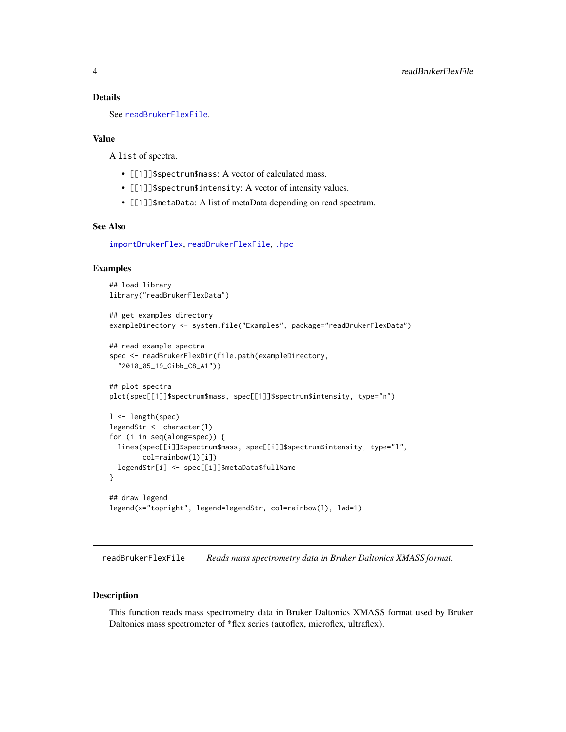### Details

See readBrukerFlexFile.

### Value

A list of spectra.

- [[1]]$spectrum$mass: A vector of calculated mass.
- [[1]]$spectrum$intensity: A vector of intensity values.
- [[1]]$metaData: A list of metaData depending on read spectrum.

### See Also

importBrukerFlex, readBrukerFlexFile, .hpc

### Examples

```
## load library
library("readBrukerFlexData")

## get examples directory
exampleDirectory <- system.file("Examples", package="readBrukerFlexData")

## read example spectra
spec <- readBrukerFlexDir(file.path(exampleDirectory,
  "2010_05_19_Gibb_C8_A1"))

## plot spectra
plot(spec[[1]]$spectrum$mass, spec[[1]]$spectrum$intensity, type="n")

l <- length(spec)
legendStr <- character(l)
for (i in seq(along=spec)) {
  lines(spec[[i]]$spectrum$mass, spec[[i]]$spectrum$intensity, type="l",
        col=rainbow(l)[i])
  legendStr[i] <- spec[[i]]$metaData$fullName
}

## draw legend
legend(x="topright", legend=legendStr, col=rainbow(l), lwd=1)
```

---

## readBrukerFlexFile *Reads mass spectrometry data in Bruker Daltonics XMASS format.*

---

### Description

This function reads mass spectrometry data in Bruker Daltonics XMASS format used by Bruker Daltonics mass spectrometer of *flex series (autoflex, microflex, ultraflex).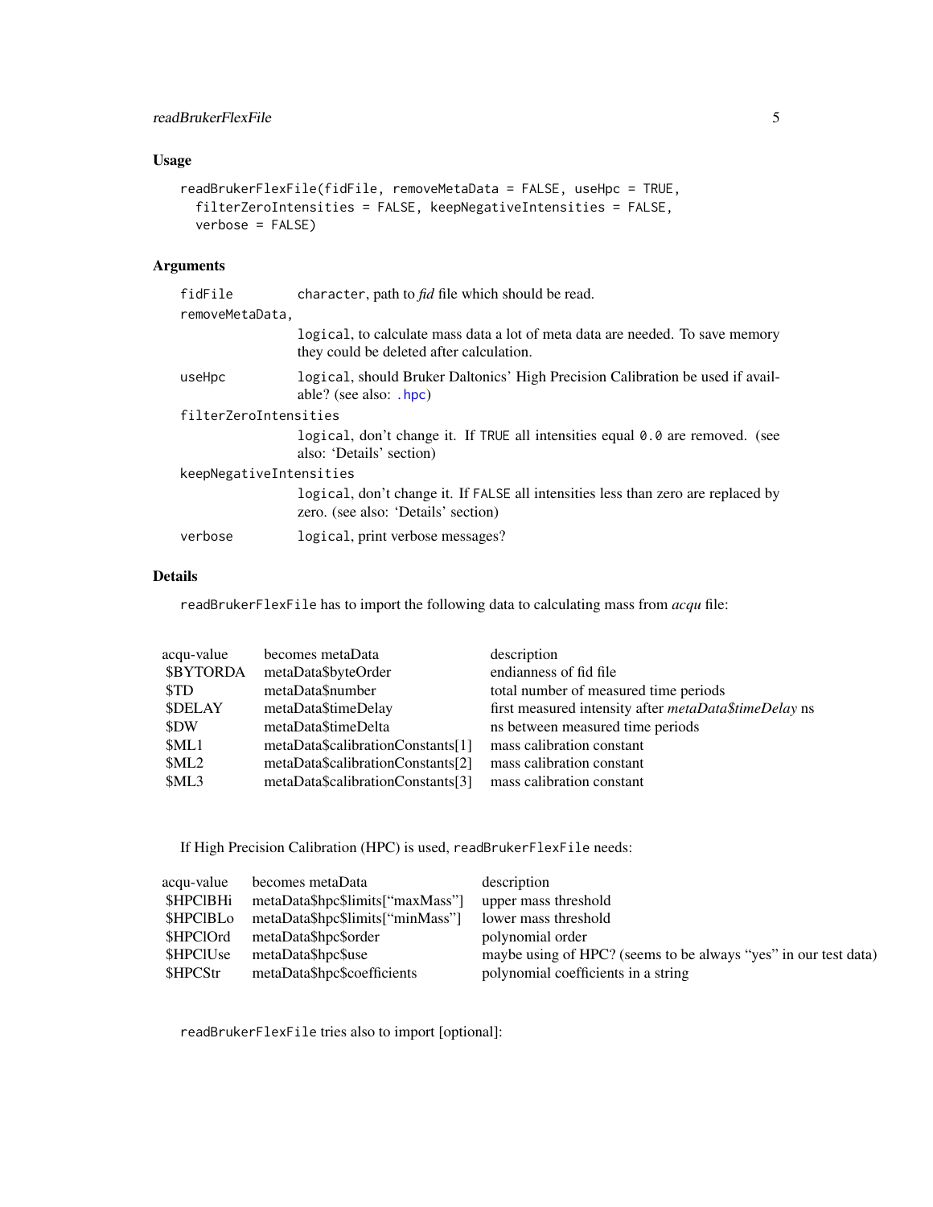## Usage

```
readBrukerFlexFile(fidFile, removeMetaData = FALSE, useHpc = TRUE,
  filterZeroIntensities = FALSE, keepNegativeIntensities = FALSE,
  verbose = FALSE)
```

## Arguments

| | |
|---|---|
| `fidFile` | `character`, path to *fid* file which should be read. |
| `removeMetaData,` | `logical`, to calculate mass data a lot of meta data are needed. To save memory they could be deleted after calculation. |
| `useHpc` | `logical`, should Bruker Daltonics' High Precision Calibration be used if available? (see also: `.hpc`) |
| `filterZeroIntensities` | `logical`, don't change it. If `TRUE` all intensities equal `0.0` are removed. (see also: 'Details' section) |
| `keepNegativeIntensities` | `logical`, don't change it. If `FALSE` all intensities less than zero are replaced by zero. (see also: 'Details' section) |
| `verbose` | `logical`, print verbose messages? |

## Details

`readBrukerFlexFile` has to import the following data to calculating mass from *acqu* file:

| acqu-value | becomes metaData | description |
|---|---|---|
| $BYTORDA | metaData$byteOrder | endianness of fid file |
| $TD | metaData$number | total number of measured time periods |
| $DELAY | metaData$timeDelay | first measured intensity after *metaData$timeDelay* ns |
| $DW | metaData$timeDelta | ns between measured time periods |
| $ML1 | metaData$calibrationConstants[1] | mass calibration constant |
| $ML2 | metaData$calibrationConstants[2] | mass calibration constant |
| $ML3 | metaData$calibrationConstants[3] | mass calibration constant |

If High Precision Calibration (HPC) is used, `readBrukerFlexFile` needs:

| acqu-value | becomes metaData | description |
|---|---|---|
| $HPClBHi | metaData$hpc$limits["maxMass"] | upper mass threshold |
| $HPClBLo | metaData$hpc$limits["minMass"] | lower mass threshold |
| $HPClOrd | metaData$hpc$order | polynomial order |
| $HPClUse | metaData$hpc$use | maybe using of HPC? (seems to be always "yes" in our test data) |
| $HPCStr | metaData$hpc$coefficients | polynomial coefficients in a string |

`readBrukerFlexFile` tries also to import [optional]: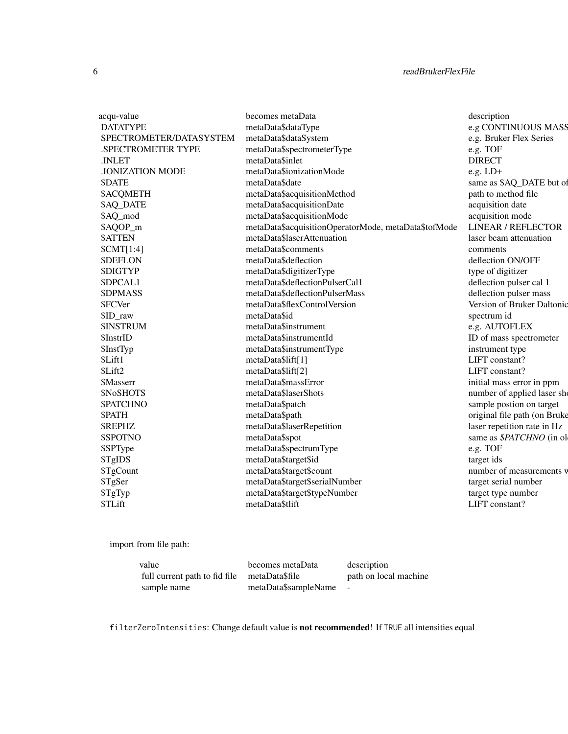| acqu-value | becomes metaData | description |
| --- | --- | --- |
| DATATYPE | metaData$dataType | e.g CONTINUOUS MASS |
| SPECTROMETER/DATASYSTEM | metaData$dataSystem | e.g. Bruker Flex Series |
| .SPECTROMETER TYPE | metaData$spectrometerType | e.g. TOF |
| .INLET | metaData$inlet | DIRECT |
| .IONIZATION MODE | metaData$ionizationMode | e.g. LD+ |
| $DATE | metaData$date | same as $AQ_DATE but of |
| $ACQMETH | metaData$acquisitionMethod | path to method file |
| $AQ_DATE | metaData$acquisitionDate | acquisition date |
| $AQ_mod | metaData$acquisitionMode | acquisition mode |
| $AQOP_m | metaData$acquisitionOperatorMode, metaData$tofMode | LINEAR / REFLECTOR |
| $ATTEN | metaData$laserAttenuation | laser beam attenuation |
| $CMT[1:4] | metaData$comments | comments |
| $DEFLON | metaData$deflection | deflection ON/OFF |
| $DIGTYP | metaData$digitizerType | type of digitizer |
| $DPCAL1 | metaData$deflectionPulserCal1 | deflection pulser cal 1 |
| $DPMASS | metaData$deflectionPulserMass | deflection pulser mass |
| $FCVer | metaData$flexControlVersion | Version of Bruker Daltonic |
| $ID_raw | metaData$id | spectrum id |
| $INSTRUM | metaData$instrument | e.g. AUTOFLEX |
| $InstrID | metaData$instrumentId | ID of mass spectrometer |
| $InstTyp | metaData$instrumentType | instrument type |
| $Lift1 | metaData$lift[1] | LIFT constant? |
| $Lift2 | metaData$lift[2] | LIFT constant? |
| $Masserr | metaData$massError | initial mass error in ppm |
| $NoSHOTS | metaData$laserShots | number of applied laser sh |
| $PATCHNO | metaData$patch | sample postion on target |
| $PATH | metaData$path | original file path (on Bruke |
| $REPHZ | metaData$laserRepetition | laser repetition rate in Hz |
| $SPOTNO | metaData$spot | same as *$PATCHNO* (in ol |
| $SPType | metaData$spectrumType | e.g. TOF |
| $TgIDS | metaData$target$id | target ids |
| $TgCount | metaData$target$count | number of measurements w |
| $TgSer | metaData$target$serialNumber | target serial number |
| $TgTyp | metaData$target$typeNumber | target type number |
| $TLift | metaData$tlift | LIFT constant? |

import from file path:

| value | becomes metaData | description |
| --- | --- | --- |
| full current path to fid file | metaData$file | path on local machine |
| sample name | metaData$sampleName | - |

`filterZeroIntensities`: Change default value is **not recommended**! If `TRUE` all intensities equal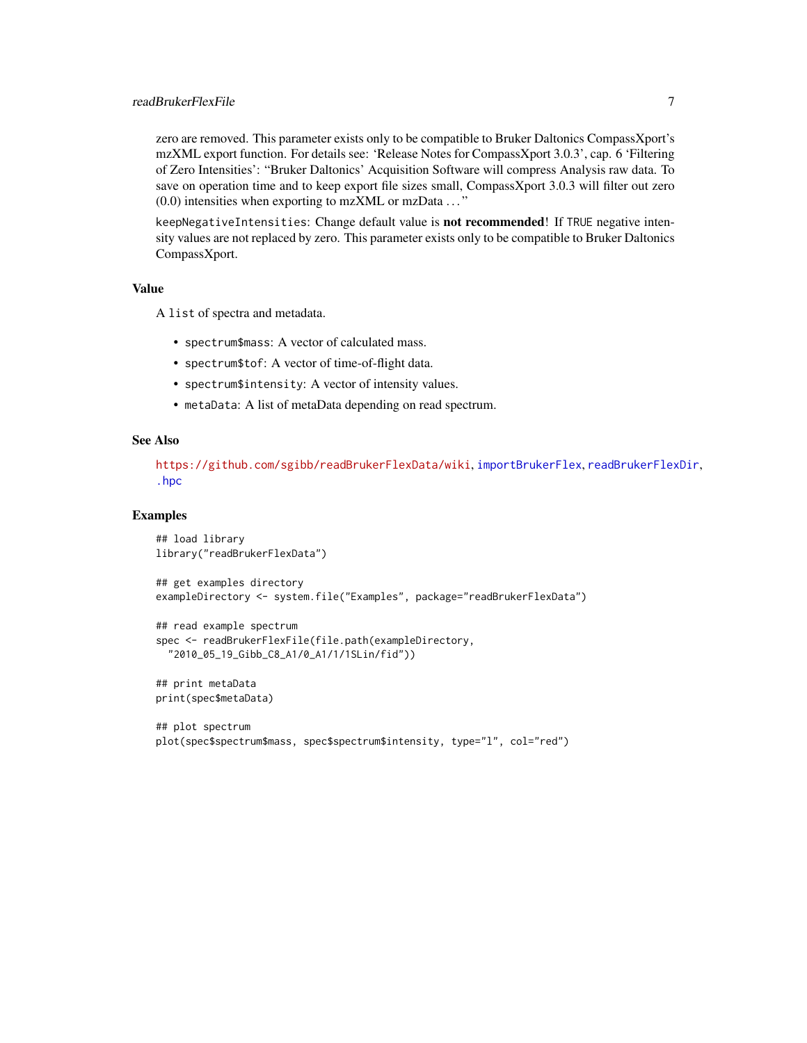zero are removed. This parameter exists only to be compatible to Bruker Daltonics CompassXport's mzXML export function. For details see: 'Release Notes for CompassXport 3.0.3', cap. 6 'Filtering of Zero Intensities': "Bruker Daltonics' Acquisition Software will compress Analysis raw data. To save on operation time and to keep export file sizes small, CompassXport 3.0.3 will filter out zero (0.0) intensities when exporting to mzXML or mzData ..."

keepNegativeIntensities: Change default value is **not recommended**! If TRUE negative intensity values are not replaced by zero. This parameter exists only to be compatible to Bruker Daltonics CompassXport.

## Value

A list of spectra and metadata.

- spectrum$mass: A vector of calculated mass.
- spectrum$tof: A vector of time-of-flight data.
- spectrum$intensity: A vector of intensity values.
- metaData: A list of metaData depending on read spectrum.

## See Also

https://github.com/sgibb/readBrukerFlexData/wiki, importBrukerFlex, readBrukerFlexDir, .hpc

## Examples

```
## load library
library("readBrukerFlexData")

## get examples directory
exampleDirectory <- system.file("Examples", package="readBrukerFlexData")

## read example spectrum
spec <- readBrukerFlexFile(file.path(exampleDirectory,
  "2010_05_19_Gibb_C8_A1/0_A1/1/1SLin/fid"))

## print metaData
print(spec$metaData)

## plot spectrum
plot(spec$spectrum$mass, spec$spectrum$intensity, type="l", col="red")
```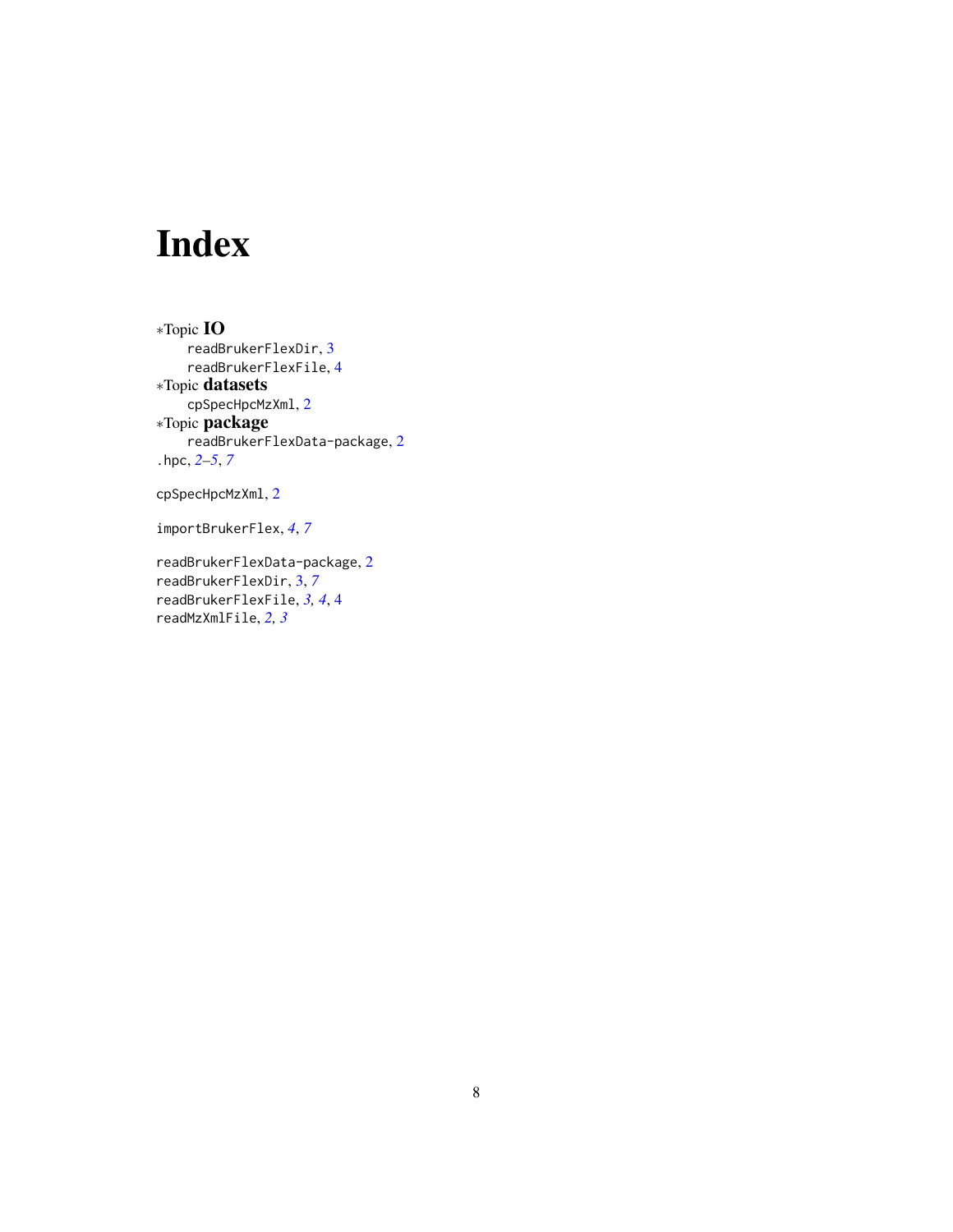# Index

∗Topic **IO**
  readBrukerFlexDir, 3
  readBrukerFlexFile, 4
∗Topic **datasets**
  cpSpecHpcMzXml, 2
∗Topic **package**
  readBrukerFlexData-package, 2
.hpc, *2–5*, *7*

cpSpecHpcMzXml, 2

importBrukerFlex, *4*, *7*

readBrukerFlexData-package, 2
readBrukerFlexDir, 3, *7*
readBrukerFlexFile, *3, 4*, 4
readMzXmlFile, *2, 3*